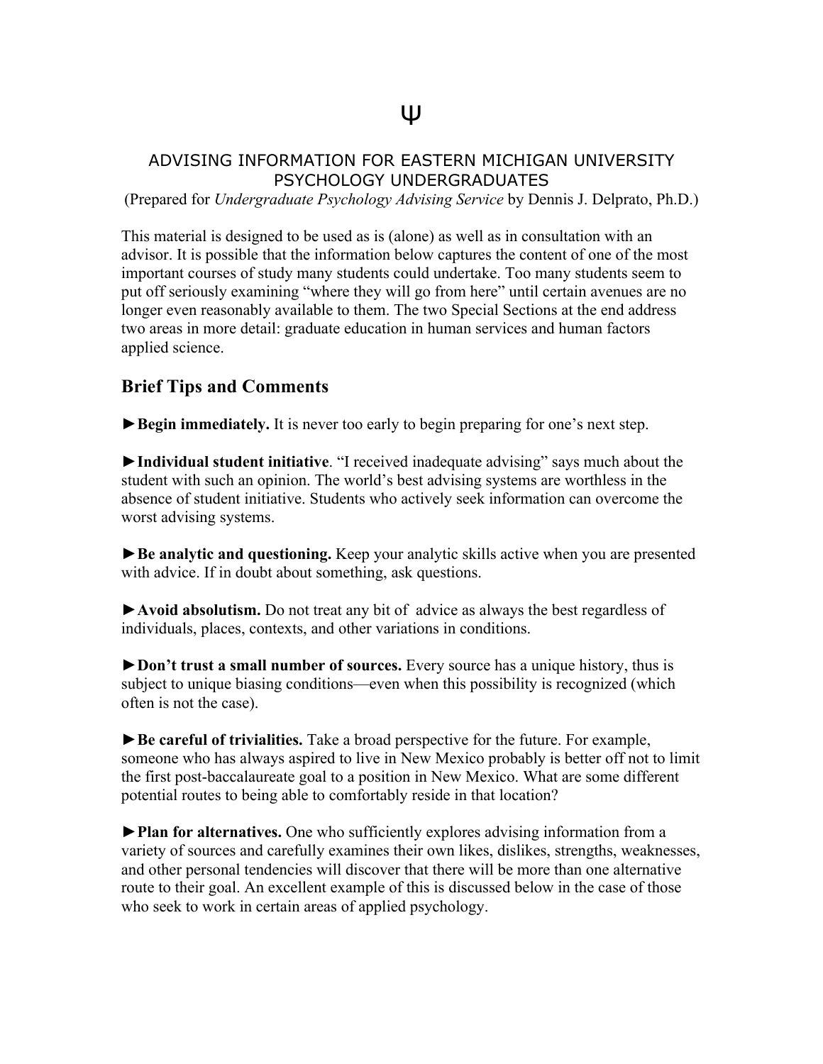Ψ

# ADVISING INFORMATION FOR EASTERN MICHIGAN UNIVERSITY PSYCHOLOGY UNDERGRADUATES

(Prepared for *Undergraduate Psychology Advising Service* by Dennis J. Delprato, Ph.D.)

This material is designed to be used as is (alone) as well as in consultation with an advisor. It is possible that the information below captures the content of one of the most important courses of study many students could undertake. Too many students seem to put off seriously examining "where they will go from here" until certain avenues are no longer even reasonably available to them. The two Special Sections at the end address two areas in more detail: graduate education in human services and human factors applied science.

## Brief Tips and Comments

►**Begin immediately.** It is never too early to begin preparing for one's next step.

►**Individual student initiative**. "I received inadequate advising" says much about the student with such an opinion. The world's best advising systems are worthless in the absence of student initiative. Students who actively seek information can overcome the worst advising systems.

►**Be analytic and questioning.** Keep your analytic skills active when you are presented with advice. If in doubt about something, ask questions.

►**Avoid absolutism.** Do not treat any bit of advice as always the best regardless of individuals, places, contexts, and other variations in conditions.

►**Don't trust a small number of sources.** Every source has a unique history, thus is subject to unique biasing conditions—even when this possibility is recognized (which often is not the case).

►**Be careful of trivialities.** Take a broad perspective for the future. For example, someone who has always aspired to live in New Mexico probably is better off not to limit the first post-baccalaureate goal to a position in New Mexico. What are some different potential routes to being able to comfortably reside in that location?

►**Plan for alternatives.** One who sufficiently explores advising information from a variety of sources and carefully examines their own likes, dislikes, strengths, weaknesses, and other personal tendencies will discover that there will be more than one alternative route to their goal. An excellent example of this is discussed below in the case of those who seek to work in certain areas of applied psychology.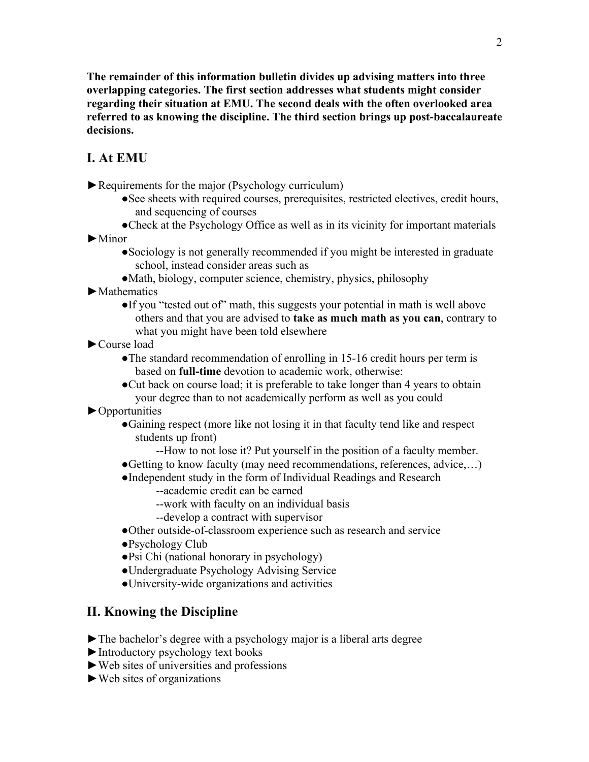**The remainder of this information bulletin divides up advising matters into three overlapping categories. The first section addresses what students might consider regarding their situation at EMU. The second deals with the often overlooked area referred to as knowing the discipline. The third section brings up post-baccalaureate decisions.**

## I. At EMU

- ►Requirements for the major (Psychology curriculum)
  - ●See sheets with required courses, prerequisites, restricted electives, credit hours, and sequencing of courses
  - ●Check at the Psychology Office as well as in its vicinity for important materials
- ►Minor
  - ●Sociology is not generally recommended if you might be interested in graduate school, instead consider areas such as
  - ●Math, biology, computer science, chemistry, physics, philosophy
- ►Mathematics
  - ●If you "tested out of" math, this suggests your potential in math is well above others and that you are advised to **take as much math as you can**, contrary to what you might have been told elsewhere
- ►Course load
  - ●The standard recommendation of enrolling in 15-16 credit hours per term is based on **full-time** devotion to academic work, otherwise:
  - ●Cut back on course load; it is preferable to take longer than 4 years to obtain your degree than to not academically perform as well as you could
- ►Opportunities
  - ●Gaining respect (more like not losing it in that faculty tend like and respect students up front)
    - --How to not lose it? Put yourself in the position of a faculty member.
  - ●Getting to know faculty (may need recommendations, references, advice,…)
  - ●Independent study in the form of Individual Readings and Research
    - --academic credit can be earned
    - --work with faculty on an individual basis
    - --develop a contract with supervisor
  - ●Other outside-of-classroom experience such as research and service
  - ●Psychology Club
  - ●Psi Chi (national honorary in psychology)
  - ●Undergraduate Psychology Advising Service
  - ●University-wide organizations and activities

## II. Knowing the Discipline

- ►The bachelor's degree with a psychology major is a liberal arts degree
- ►Introductory psychology text books
- ►Web sites of universities and professions
- ►Web sites of organizations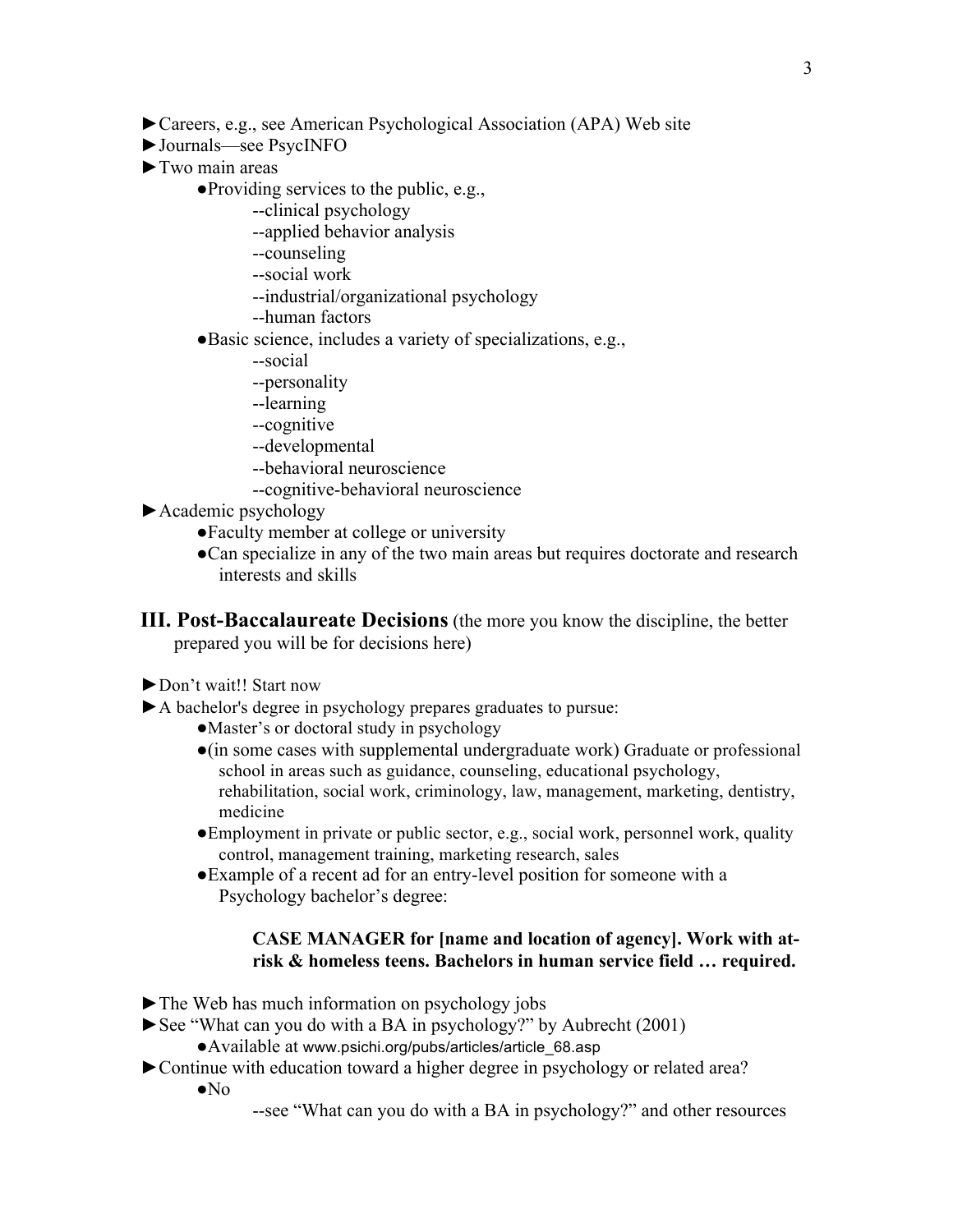- ►Careers, e.g., see American Psychological Association (APA) Web site
- ►Journals—see PsycINFO
- ►Two main areas
  - ●Providing services to the public, e.g.,
    - --clinical psychology
    - --applied behavior analysis
    - --counseling
    - --social work
    - --industrial/organizational psychology
    - --human factors
  - ●Basic science, includes a variety of specializations, e.g.,
    - --social
    - --personality
    - --learning
    - --cognitive
    - --developmental
    - --behavioral neuroscience
    - --cognitive-behavioral neuroscience
- ►Academic psychology
  - ●Faculty member at college or university
  - ●Can specialize in any of the two main areas but requires doctorate and research interests and skills

## III. Post-Baccalaureate Decisions (the more you know the discipline, the better prepared you will be for decisions here)

- ►Don't wait!! Start now
- ►A bachelor's degree in psychology prepares graduates to pursue:
  - ●Master's or doctoral study in psychology
  - ●(in some cases with supplemental undergraduate work) Graduate or professional school in areas such as guidance, counseling, educational psychology, rehabilitation, social work, criminology, law, management, marketing, dentistry, medicine
  - ●Employment in private or public sector, e.g., social work, personnel work, quality control, management training, marketing research, sales
  - ●Example of a recent ad for an entry-level position for someone with a Psychology bachelor's degree:

    **CASE MANAGER for [name and location of agency]. Work with at-risk & homeless teens. Bachelors in human service field … required.**

- ►The Web has much information on psychology jobs
- ►See "What can you do with a BA in psychology?" by Aubrecht (2001)
  - ●Available at www.psichi.org/pubs/articles/article_68.asp
- ►Continue with education toward a higher degree in psychology or related area?
  - ●No
    - --see "What can you do with a BA in psychology?" and other resources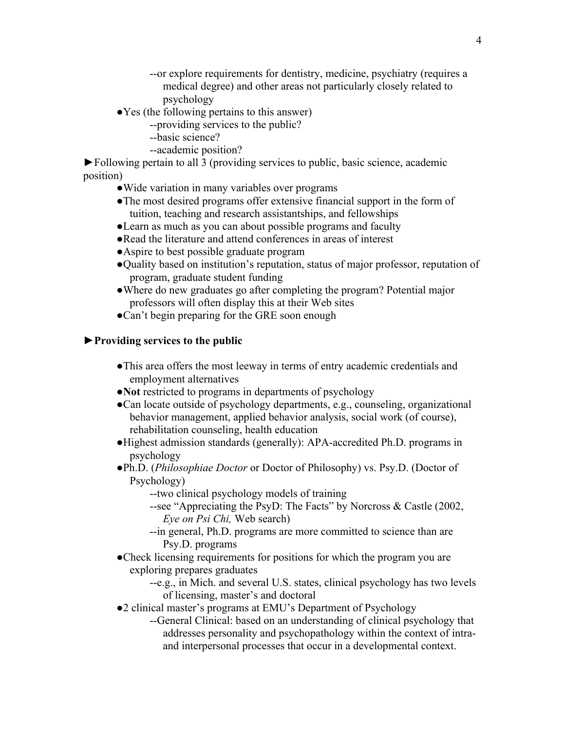- --or explore requirements for dentistry, medicine, psychiatry (requires a medical degree) and other areas not particularly closely related to psychology

●Yes (the following pertains to this answer)
- --providing services to the public?
- --basic science?
- --academic position?

►Following pertain to all 3 (providing services to public, basic science, academic position)

- ●Wide variation in many variables over programs
- ●The most desired programs offer extensive financial support in the form of tuition, teaching and research assistantships, and fellowships
- ●Learn as much as you can about possible programs and faculty
- ●Read the literature and attend conferences in areas of interest
- ●Aspire to best possible graduate program
- ●Quality based on institution's reputation, status of major professor, reputation of program, graduate student funding
- ●Where do new graduates go after completing the program? Potential major professors will often display this at their Web sites
- ●Can't begin preparing for the GRE soon enough

**►Providing services to the public**

- ●This area offers the most leeway in terms of entry academic credentials and employment alternatives
- ●**Not** restricted to programs in departments of psychology
- ●Can locate outside of psychology departments, e.g., counseling, organizational behavior management, applied behavior analysis, social work (of course), rehabilitation counseling, health education
- ●Highest admission standards (generally): APA-accredited Ph.D. programs in psychology
- ●Ph.D. (*Philosophiae Doctor* or Doctor of Philosophy) vs. Psy.D. (Doctor of Psychology)
  - --two clinical psychology models of training
  - --see "Appreciating the PsyD: The Facts" by Norcross & Castle (2002, *Eye on Psi Chi,* Web search)
  - --in general, Ph.D. programs are more committed to science than are Psy.D. programs
- ●Check licensing requirements for positions for which the program you are exploring prepares graduates
  - --e.g., in Mich. and several U.S. states, clinical psychology has two levels of licensing, master's and doctoral
- ●2 clinical master's programs at EMU's Department of Psychology
  - --General Clinical: based on an understanding of clinical psychology that addresses personality and psychopathology within the context of intra- and interpersonal processes that occur in a developmental context.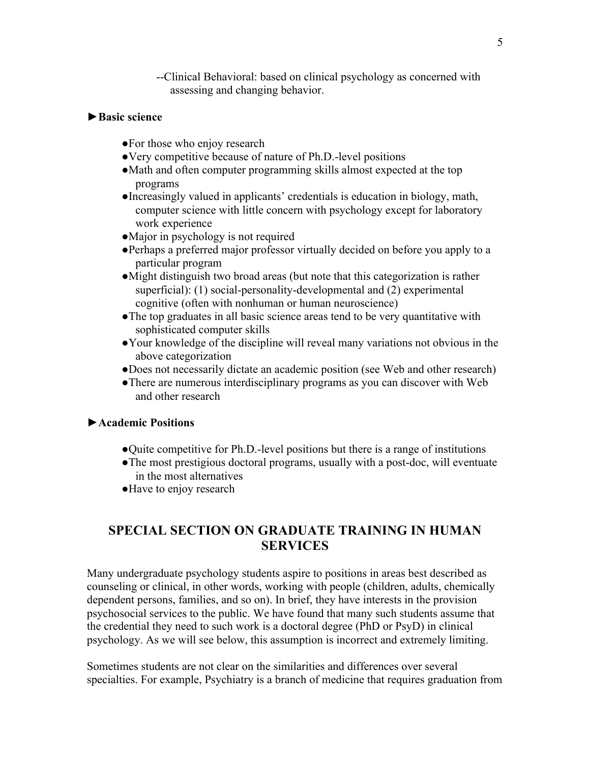--Clinical Behavioral: based on clinical psychology as concerned with assessing and changing behavior.

### ►Basic science

- For those who enjoy research
- Very competitive because of nature of Ph.D.-level positions
- Math and often computer programming skills almost expected at the top programs
- Increasingly valued in applicants' credentials is education in biology, math, computer science with little concern with psychology except for laboratory work experience
- Major in psychology is not required
- Perhaps a preferred major professor virtually decided on before you apply to a particular program
- Might distinguish two broad areas (but note that this categorization is rather superficial): (1) social-personality-developmental and (2) experimental cognitive (often with nonhuman or human neuroscience)
- The top graduates in all basic science areas tend to be very quantitative with sophisticated computer skills
- Your knowledge of the discipline will reveal many variations not obvious in the above categorization
- Does not necessarily dictate an academic position (see Web and other research)
- There are numerous interdisciplinary programs as you can discover with Web and other research

### ►Academic Positions

- Quite competitive for Ph.D.-level positions but there is a range of institutions
- The most prestigious doctoral programs, usually with a post-doc, will eventuate in the most alternatives
- Have to enjoy research

## SPECIAL SECTION ON GRADUATE TRAINING IN HUMAN SERVICES

Many undergraduate psychology students aspire to positions in areas best described as counseling or clinical, in other words, working with people (children, adults, chemically dependent persons, families, and so on). In brief, they have interests in the provision psychosocial services to the public. We have found that many such students assume that the credential they need to such work is a doctoral degree (PhD or PsyD) in clinical psychology. As we will see below, this assumption is incorrect and extremely limiting.

Sometimes students are not clear on the similarities and differences over several specialties. For example, Psychiatry is a branch of medicine that requires graduation from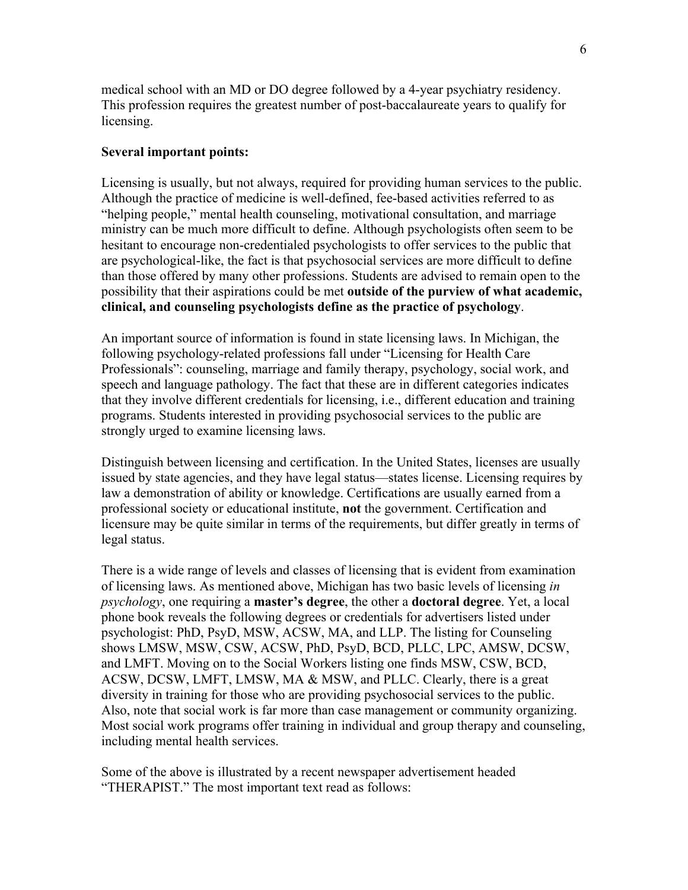medical school with an MD or DO degree followed by a 4-year psychiatry residency. This profession requires the greatest number of post-baccalaureate years to qualify for licensing.

**Several important points:**

Licensing is usually, but not always, required for providing human services to the public. Although the practice of medicine is well-defined, fee-based activities referred to as "helping people," mental health counseling, motivational consultation, and marriage ministry can be much more difficult to define. Although psychologists often seem to be hesitant to encourage non-credentialed psychologists to offer services to the public that are psychological-like, the fact is that psychosocial services are more difficult to define than those offered by many other professions. Students are advised to remain open to the possibility that their aspirations could be met **outside of the purview of what academic, clinical, and counseling psychologists define as the practice of psychology**.

An important source of information is found in state licensing laws. In Michigan, the following psychology-related professions fall under "Licensing for Health Care Professionals": counseling, marriage and family therapy, psychology, social work, and speech and language pathology. The fact that these are in different categories indicates that they involve different credentials for licensing, i.e., different education and training programs. Students interested in providing psychosocial services to the public are strongly urged to examine licensing laws.

Distinguish between licensing and certification. In the United States, licenses are usually issued by state agencies, and they have legal status—states license. Licensing requires by law a demonstration of ability or knowledge. Certifications are usually earned from a professional society or educational institute, **not** the government. Certification and licensure may be quite similar in terms of the requirements, but differ greatly in terms of legal status.

There is a wide range of levels and classes of licensing that is evident from examination of licensing laws. As mentioned above, Michigan has two basic levels of licensing *in psychology*, one requiring a **master's degree**, the other a **doctoral degree**. Yet, a local phone book reveals the following degrees or credentials for advertisers listed under psychologist: PhD, PsyD, MSW, ACSW, MA, and LLP. The listing for Counseling shows LMSW, MSW, CSW, ACSW, PhD, PsyD, BCD, PLLC, LPC, AMSW, DCSW, and LMFT. Moving on to the Social Workers listing one finds MSW, CSW, BCD, ACSW, DCSW, LMFT, LMSW, MA & MSW, and PLLC. Clearly, there is a great diversity in training for those who are providing psychosocial services to the public. Also, note that social work is far more than case management or community organizing. Most social work programs offer training in individual and group therapy and counseling, including mental health services.

Some of the above is illustrated by a recent newspaper advertisement headed "THERAPIST." The most important text read as follows: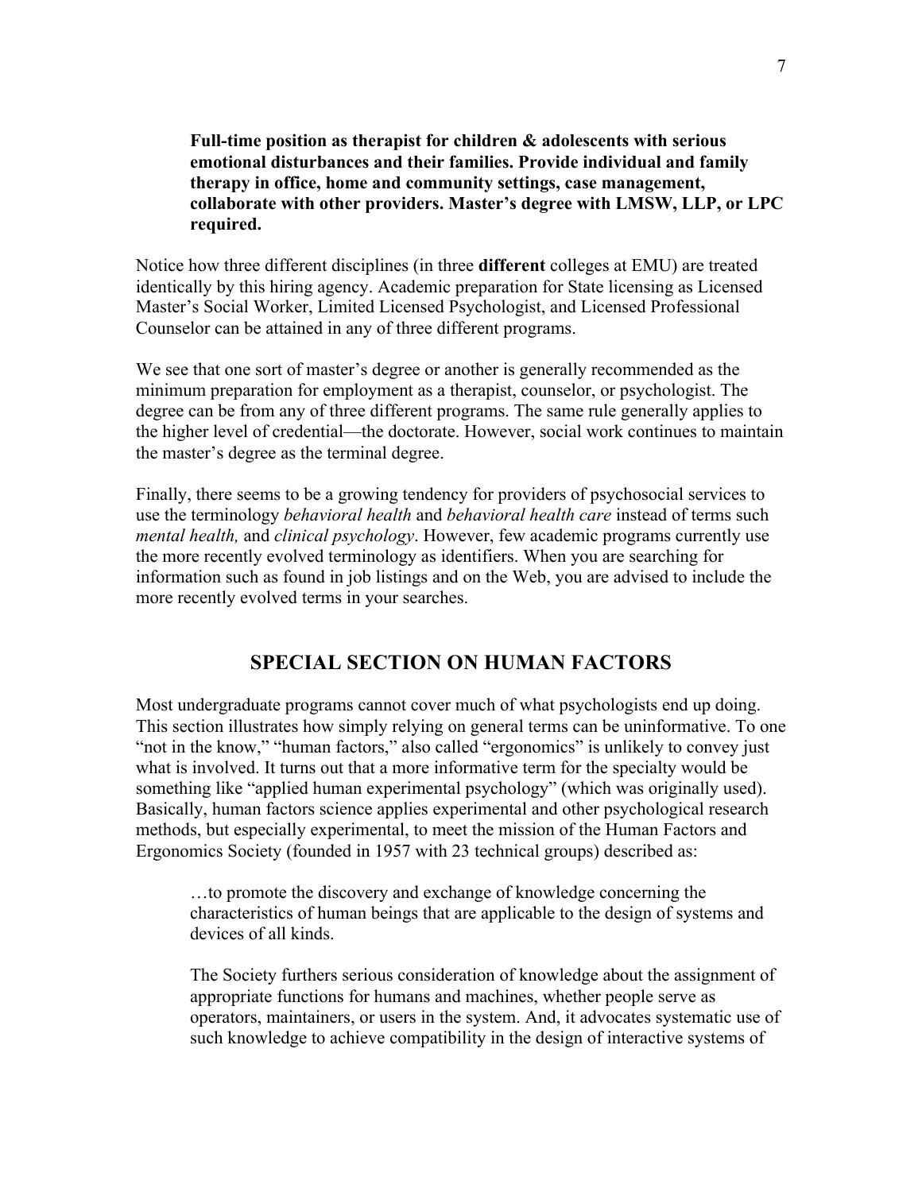> **Full-time position as therapist for children & adolescents with serious emotional disturbances and their families. Provide individual and family therapy in office, home and community settings, case management, collaborate with other providers. Master's degree with LMSW, LLP, or LPC required.**

Notice how three different disciplines (in three **different** colleges at EMU) are treated identically by this hiring agency. Academic preparation for State licensing as Licensed Master's Social Worker, Limited Licensed Psychologist, and Licensed Professional Counselor can be attained in any of three different programs.

We see that one sort of master's degree or another is generally recommended as the minimum preparation for employment as a therapist, counselor, or psychologist. The degree can be from any of three different programs. The same rule generally applies to the higher level of credential—the doctorate. However, social work continues to maintain the master's degree as the terminal degree.

Finally, there seems to be a growing tendency for providers of psychosocial services to use the terminology *behavioral health* and *behavioral health care* instead of terms such *mental health,* and *clinical psychology*. However, few academic programs currently use the more recently evolved terminology as identifiers. When you are searching for information such as found in job listings and on the Web, you are advised to include the more recently evolved terms in your searches.

## SPECIAL SECTION ON HUMAN FACTORS

Most undergraduate programs cannot cover much of what psychologists end up doing. This section illustrates how simply relying on general terms can be uninformative. To one "not in the know," "human factors," also called "ergonomics" is unlikely to convey just what is involved. It turns out that a more informative term for the specialty would be something like "applied human experimental psychology" (which was originally used). Basically, human factors science applies experimental and other psychological research methods, but especially experimental, to meet the mission of the Human Factors and Ergonomics Society (founded in 1957 with 23 technical groups) described as:

> …to promote the discovery and exchange of knowledge concerning the characteristics of human beings that are applicable to the design of systems and devices of all kinds.
>
> The Society furthers serious consideration of knowledge about the assignment of appropriate functions for humans and machines, whether people serve as operators, maintainers, or users in the system. And, it advocates systematic use of such knowledge to achieve compatibility in the design of interactive systems of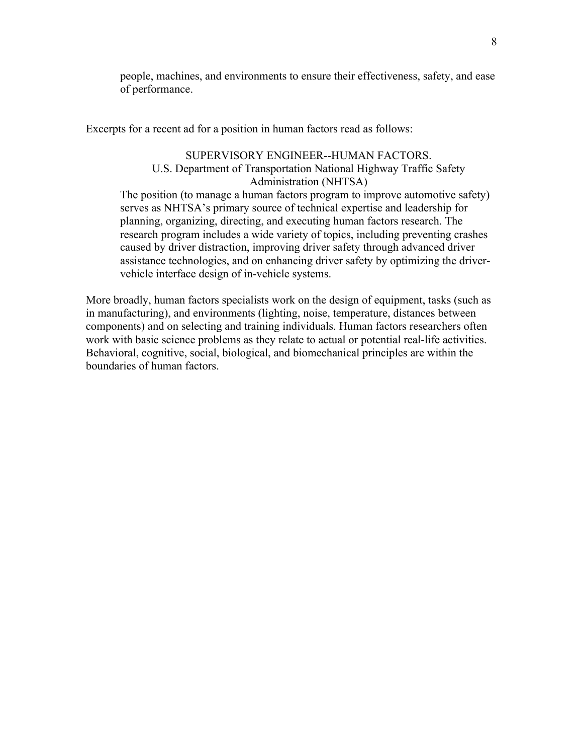people, machines, and environments to ensure their effectiveness, safety, and ease of performance.

Excerpts for a recent ad for a position in human factors read as follows:

> SUPERVISORY ENGINEER--HUMAN FACTORS.
> U.S. Department of Transportation National Highway Traffic Safety Administration (NHTSA)
>
> The position (to manage a human factors program to improve automotive safety) serves as NHTSA's primary source of technical expertise and leadership for planning, organizing, directing, and executing human factors research. The research program includes a wide variety of topics, including preventing crashes caused by driver distraction, improving driver safety through advanced driver assistance technologies, and on enhancing driver safety by optimizing the driver-vehicle interface design of in-vehicle systems.

More broadly, human factors specialists work on the design of equipment, tasks (such as in manufacturing), and environments (lighting, noise, temperature, distances between components) and on selecting and training individuals. Human factors researchers often work with basic science problems as they relate to actual or potential real-life activities. Behavioral, cognitive, social, biological, and biomechanical principles are within the boundaries of human factors.